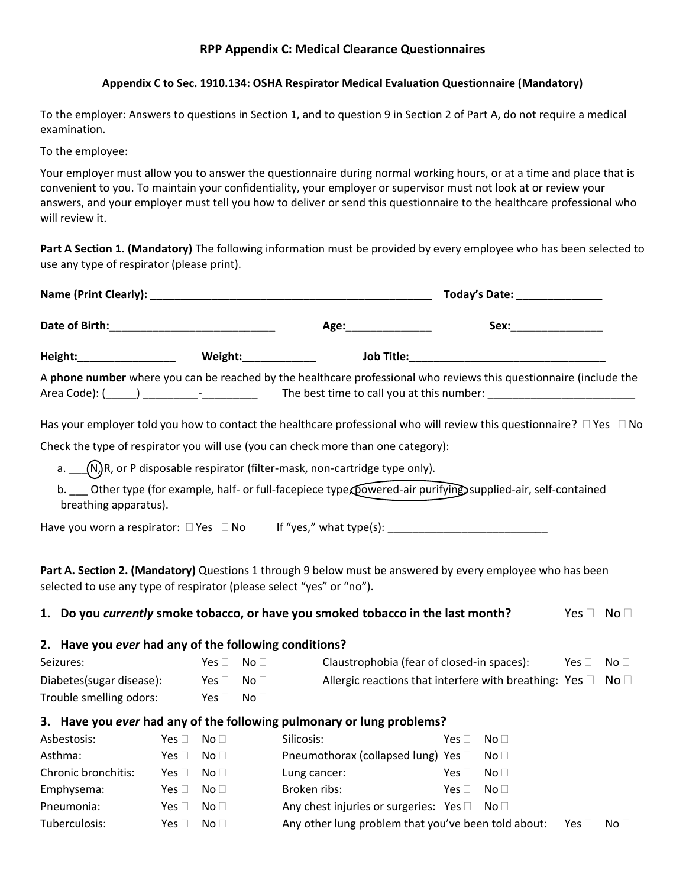## RPP Appendix C: Medical Clearance Questionnaires

### Appendix C to Sec. 1910.134: OSHA Respirator Medical Evaluation Questionnaire (Mandatory)

To the employer: Answers to questions in Section 1, and to question 9 in Section 2 of Part A, do not require a medical examination.

To the employee:

Your employer must allow you to answer the questionnaire during normal working hours, or at a time and place that is convenient to you. To maintain your confidentiality, your employer or supervisor must not look at or review your answers, and your employer must tell you how to deliver or send this questionnaire to the healthcare professional who will review it.

**Part A Section 1. (Mandatory)** The following information must be provided by every employee who has been selected to use any type of respirator (please print).

**Name (Print Clearly):** ______________________________________________ **Today's Date:** ______________

**Date of Birth:**___________________________ **Age:**______________ **Sex:**_______________

**Height:**________________ **Weight:**____________ **Job Title:**________________________________

A **phone number** where you can be reached by the healthcare professional who reviews this questionnaire (include the Area Code): (_____) _________-_________ The best time to call you at this number: ________________________

Has your employer told you how to contact the healthcare professional who will review this questionnaire? ☐ Yes ☐ No

Check the type of respirator you will use (you can check more than one category):

a. ___ N, R, or P disposable respirator (filter-mask, non-cartridge type only).

b. ___ Other type (for example, half- or full-facepiece type, powered-air purifying, supplied-air, self-contained breathing apparatus).

Have you worn a respirator: ☐ Yes ☐ No If "yes," what type(s): __________________________

**Part A. Section 2. (Mandatory)** Questions 1 through 9 below must be answered by every employee who has been selected to use any type of respirator (please select "yes" or "no").

**1. Do you *currently* smoke tobacco, or have you smoked tobacco in the last month?** Yes ☐ No ☐

**2. Have you *ever* had any of the following conditions?**

| | | | | | |
|---|---|---|---|---|---|
| Seizures: | Yes ☐ | No ☐ | Claustrophobia (fear of closed-in spaces): | Yes ☐ | No ☐ |
| Diabetes(sugar disease): | Yes ☐ | No ☐ | Allergic reactions that interfere with breathing: | Yes ☐ | No ☐ |
| Trouble smelling odors: | Yes ☐ | No ☐ | | | |

**3. Have you *ever* had any of the following pulmonary or lung problems?**

| | | | | | |
|---|---|---|---|---|---|
| Asbestosis: | Yes ☐ | No ☐ | Silicosis: | Yes ☐ | No ☐ |
| Asthma: | Yes ☐ | No ☐ | Pneumothorax (collapsed lung) | Yes ☐ | No ☐ |
| Chronic bronchitis: | Yes ☐ | No ☐ | Lung cancer: | Yes ☐ | No ☐ |
| Emphysema: | Yes ☐ | No ☐ | Broken ribs: | Yes ☐ | No ☐ |
| Pneumonia: | Yes ☐ | No ☐ | Any chest injuries or surgeries: | Yes ☐ | No ☐ |
| Tuberculosis: | Yes ☐ | No ☐ | Any other lung problem that you've been told about: | Yes ☐ | No ☐ |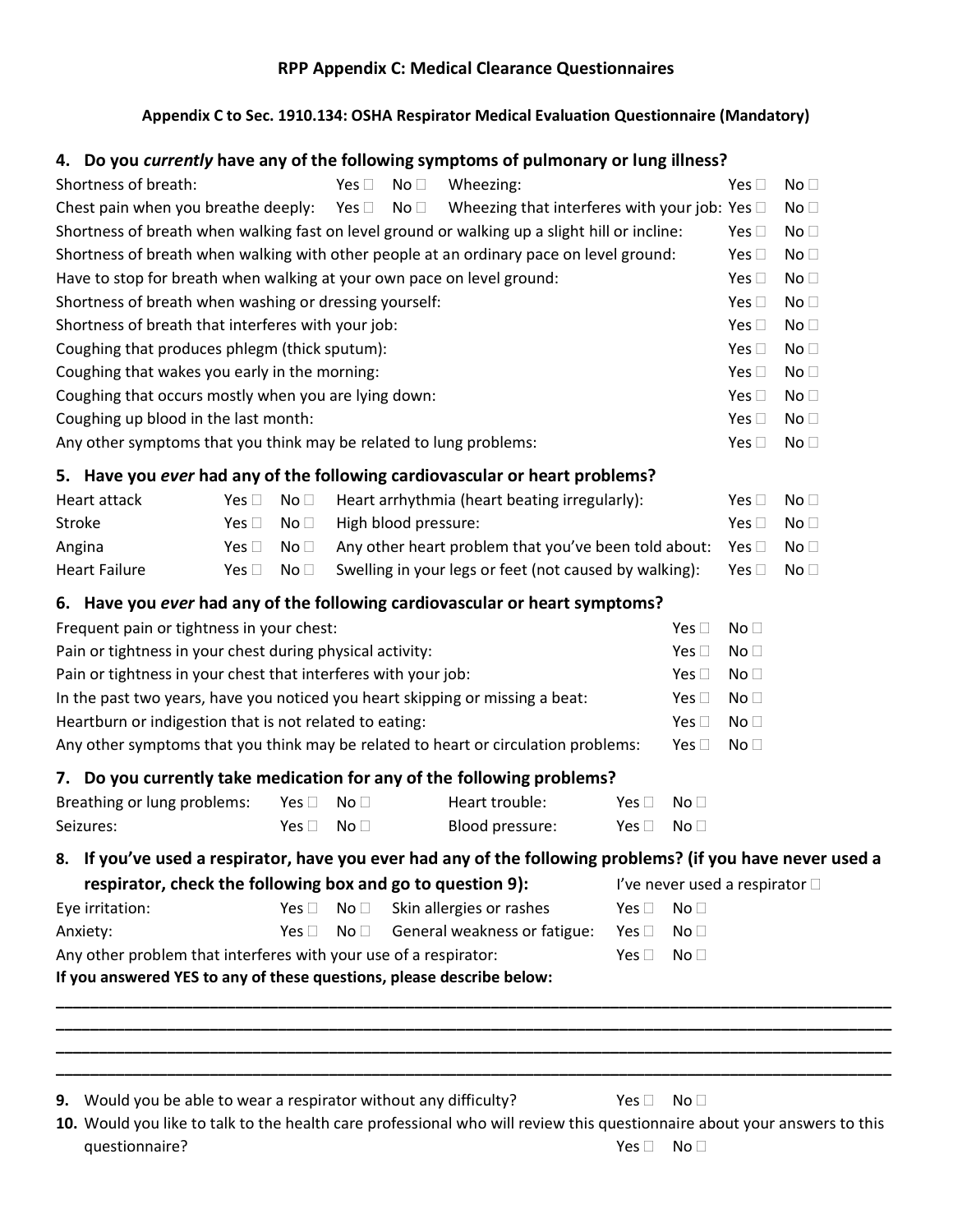**RPP Appendix C: Medical Clearance Questionnaires**

**Appendix C to Sec. 1910.134: OSHA Respirator Medical Evaluation Questionnaire (Mandatory)**

### 4. Do you *currently* have any of the following symptoms of pulmonary or lung illness?

Shortness of breath: Yes ☐ No ☐ Wheezing: Yes ☐ No ☐

Chest pain when you breathe deeply: Yes ☐ No ☐ Wheezing that interferes with your job: Yes ☐ No ☐

Shortness of breath when walking fast on level ground or walking up a slight hill or incline: Yes ☐ No ☐

Shortness of breath when walking with other people at an ordinary pace on level ground: Yes ☐ No ☐

Have to stop for breath when walking at your own pace on level ground: Yes ☐ No ☐

Shortness of breath when washing or dressing yourself: Yes ☐ No ☐

Shortness of breath that interferes with your job: Yes ☐ No ☐

Coughing that produces phlegm (thick sputum): Yes ☐ No ☐

Coughing that wakes you early in the morning: Yes ☐ No ☐

Coughing that occurs mostly when you are lying down: Yes ☐ No ☐

Coughing up blood in the last month: Yes ☐ No ☐

Any other symptoms that you think may be related to lung problems: Yes ☐ No ☐

### 5. Have you *ever* had any of the following cardiovascular or heart problems?

Heart attack Yes ☐ No ☐ Heart arrhythmia (heart beating irregularly): Yes ☐ No ☐

Stroke Yes ☐ No ☐ High blood pressure: Yes ☐ No ☐

Angina Yes ☐ No ☐ Any other heart problem that you've been told about: Yes ☐ No ☐

Heart Failure Yes ☐ No ☐ Swelling in your legs or feet (not caused by walking): Yes ☐ No ☐

### 6. Have you *ever* had any of the following cardiovascular or heart symptoms?

Frequent pain or tightness in your chest: Yes ☐ No ☐

Pain or tightness in your chest during physical activity: Yes ☐ No ☐

Pain or tightness in your chest that interferes with your job: Yes ☐ No ☐

In the past two years, have you noticed you heart skipping or missing a beat: Yes ☐ No ☐

Heartburn or indigestion that is not related to eating: Yes ☐ No ☐

Any other symptoms that you think may be related to heart or circulation problems: Yes ☐ No ☐

### 7. Do you currently take medication for any of the following problems?

Breathing or lung problems: Yes ☐ No ☐ Heart trouble: Yes ☐ No ☐

Seizures: Yes ☐ No ☐ Blood pressure: Yes ☐ No ☐

### 8. If you've used a respirator, have you ever had any of the following problems? (if you have never used a respirator, check the following box and go to question 9):

I've never used a respirator ☐

Eye irritation: Yes ☐ No ☐ Skin allergies or rashes Yes ☐ No ☐

Anxiety: Yes ☐ No ☐ General weakness or fatigue: Yes ☐ No ☐

Any other problem that interferes with your use of a respirator: Yes ☐ No ☐

**If you answered YES to any of these questions, please describe below:**

________________________________________________________________________________

________________________________________________________________________________

________________________________________________________________________________

________________________________________________________________________________

**9.** Would you be able to wear a respirator without any difficulty? Yes ☐ No ☐

**10.** Would you like to talk to the health care professional who will review this questionnaire about your answers to this questionnaire? Yes ☐ No ☐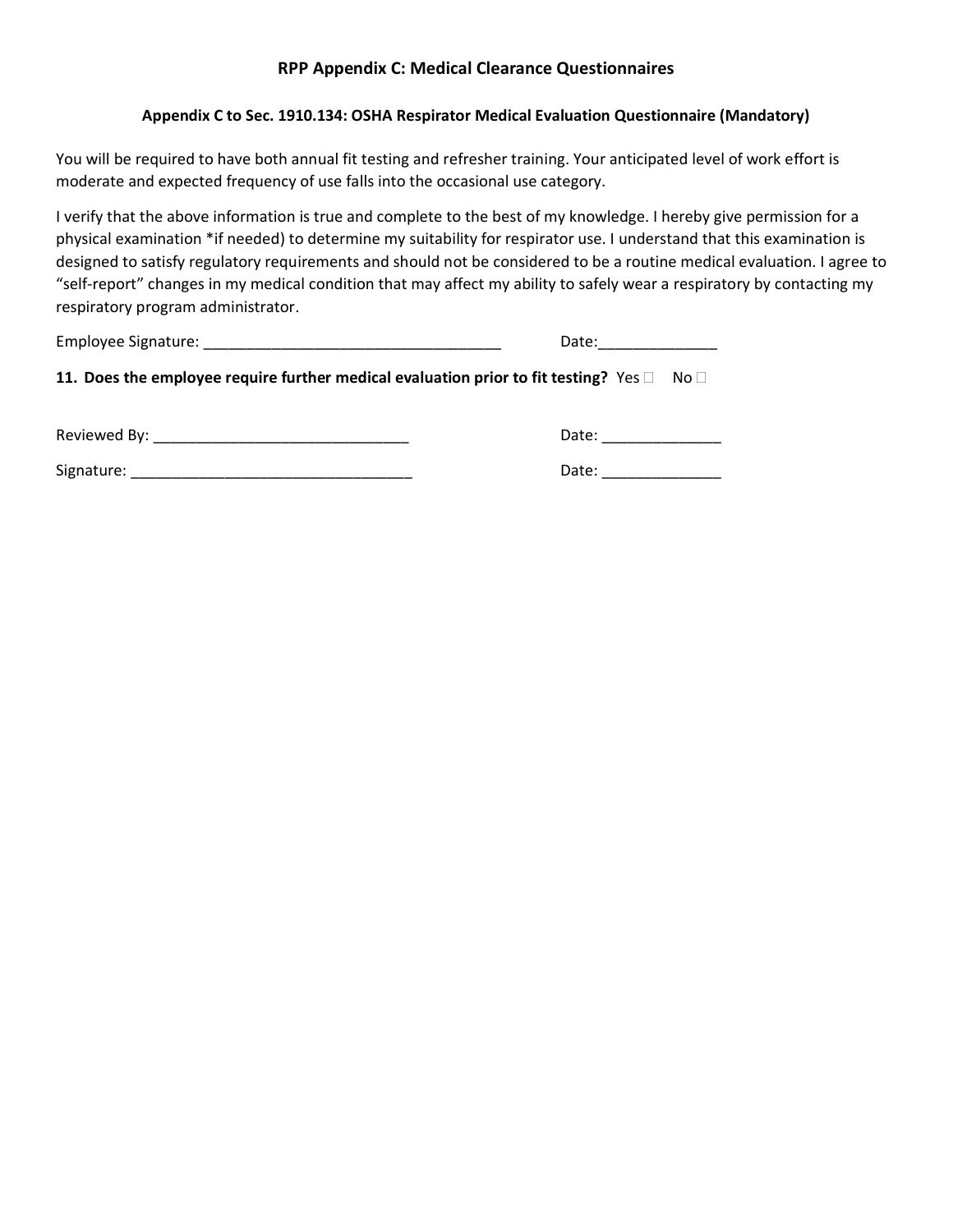**RPP Appendix C: Medical Clearance Questionnaires**

**Appendix C to Sec. 1910.134: OSHA Respirator Medical Evaluation Questionnaire (Mandatory)**

You will be required to have both annual fit testing and refresher training. Your anticipated level of work effort is moderate and expected frequency of use falls into the occasional use category.

I verify that the above information is true and complete to the best of my knowledge. I hereby give permission for a physical examination *if needed) to determine my suitability for respirator use. I understand that this examination is designed to satisfy regulatory requirements and should not be considered to be a routine medical evaluation. I agree to "self-report" changes in my medical condition that may affect my ability to safely wear a respiratory by contacting my respiratory program administrator.

Employee Signature: ___________________________________ Date:______________

**11. Does the employee require further medical evaluation prior to fit testing?** Yes ☐ No ☐

Reviewed By: ______________________________ Date: ______________

Signature: _________________________________ Date: ______________